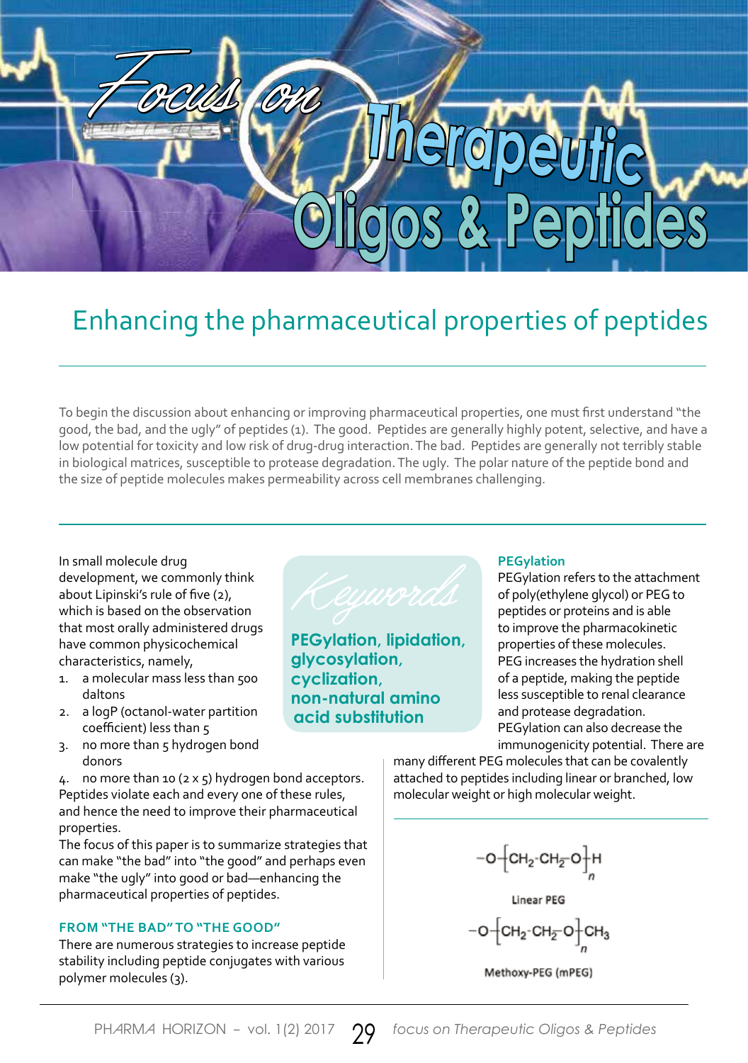# Enhancing the pharmaceutical properties of peptides

To begin the discussion about enhancing or improving pharmaceutical properties, one must first understand "the good, the bad, and the ugly" of peptides (1). The good. Peptides are generally highly potent, selective, and have a low potential for toxicity and low risk of drug-drug interaction. The bad. Peptides are generally not terribly stable in biological matrices, susceptible to protease degradation. The ugly. The polar nature of the peptide bond and the size of peptide molecules makes permeability across cell membranes challenging.

*Keywords*

**PEGylation, lipidation, glycosylation, cyclization, non-natural amino acid substitution**

In small molecule drug development, we commonly think about Lipinski's rule of five (2), which is based on the observation that most orally administered drugs have common physicochemical characteristics, namely,

1. a molecular mass less than 500 daltons
2. a logP (octanol-water partition coefficient) less than 5
3. no more than 5 hydrogen bond donors
4. no more than 10 (2 x 5) hydrogen bond acceptors.

Peptides violate each and every one of these rules, and hence the need to improve their pharmaceutical properties.

The focus of this paper is to summarize strategies that can make "the bad" into "the good" and perhaps even make "the ugly" into good or bad—enhancing the pharmaceutical properties of peptides.

### FROM "THE BAD" TO "THE GOOD"

There are numerous strategies to increase peptide stability including peptide conjugates with various polymer molecules (3).

### PEGylation

PEGylation refers to the attachment of poly(ethylene glycol) or PEG to peptides or proteins and is able to improve the pharmacokinetic properties of these molecules. PEG increases the hydration shell of a peptide, making the peptide less susceptible to renal clearance and protease degradation. PEGylation can also decrease the immunogenicity potential. There are many different PEG molecules that can be covalently attached to peptides including linear or branched, low molecular weight or high molecular weight.

$$-O-\left[CH_2-CH_2-O\right]_n-H$$

Linear PEG

$$-O-\left[CH_2-CH_2-O\right]_n-CH_3$$

Methoxy-PEG (mPEG)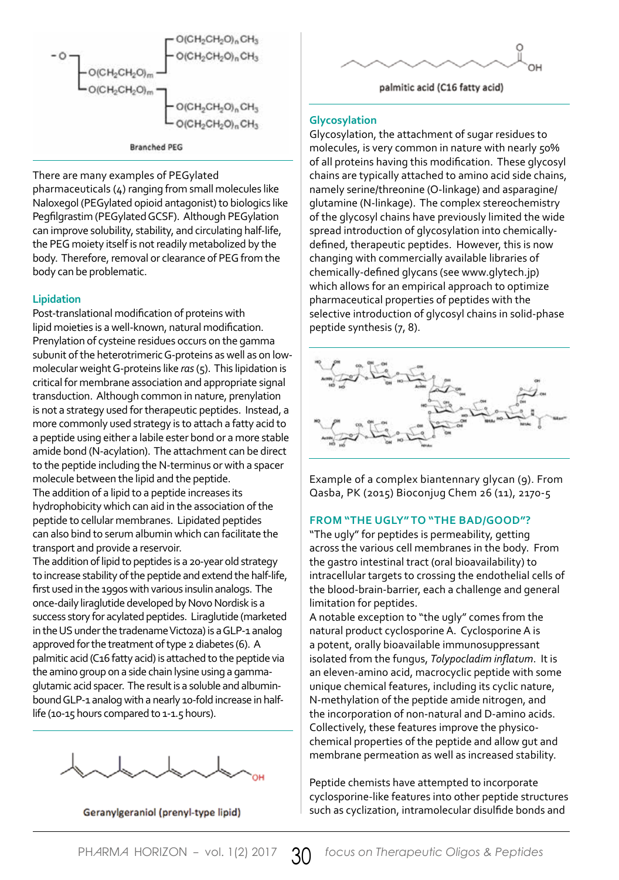Branched PEG

There are many examples of PEGylated pharmaceuticals (4) ranging from small molecules like Naloxegol (PEGylated opioid antagonist) to biologics like Pegfilgrastim (PEGylated GCSF). Although PEGylation can improve solubility, stability, and circulating half-life, the PEG moiety itself is not readily metabolized by the body. Therefore, removal or clearance of PEG from the body can be problematic.

### Lipidation

Post-translational modification of proteins with lipid moieties is a well-known, natural modification. Prenylation of cysteine residues occurs on the gamma subunit of the heterotrimeric G-proteins as well as on low-molecular weight G-proteins like *ras* (5). This lipidation is critical for membrane association and appropriate signal transduction. Although common in nature, prenylation is not a strategy used for therapeutic peptides. Instead, a more commonly used strategy is to attach a fatty acid to a peptide using either a labile ester bond or a more stable amide bond (N-acylation). The attachment can be direct to the peptide including the N-terminus or with a spacer molecule between the lipid and the peptide.

The addition of a lipid to a peptide increases its hydrophobicity which can aid in the association of the peptide to cellular membranes. Lipidated peptides can also bind to serum albumin which can facilitate the transport and provide a reservoir.

The addition of lipid to peptides is a 20-year old strategy to increase stability of the peptide and extend the half-life, first used in the 1990s with various insulin analogs. The once-daily liraglutide developed by Novo Nordisk is a success story for acylated peptides. Liraglutide (marketed in the US under the tradename Victoza) is a GLP-1 analog approved for the treatment of type 2 diabetes (6). A palmitic acid (C16 fatty acid) is attached to the peptide via the amino group on a side chain lysine using a gamma-glutamic acid spacer. The result is a soluble and albumin-bound GLP-1 analog with a nearly 10-fold increase in half-life (10-15 hours compared to 1-1.5 hours).

Geranylgeraniol (prenyl-type lipid)

palmitic acid (C16 fatty acid)

### Glycosylation

Glycosylation, the attachment of sugar residues to molecules, is very common in nature with nearly 50% of all proteins having this modification. These glycosyl chains are typically attached to amino acid side chains, namely serine/threonine (O-linkage) and asparagine/glutamine (N-linkage). The complex stereochemistry of the glycosyl chains have previously limited the wide spread introduction of glycosylation into chemically-defined, therapeutic peptides. However, this is now changing with commercially available libraries of chemically-defined glycans (see www.glytech.jp) which allows for an empirical approach to optimize pharmaceutical properties of peptides with the selective introduction of glycosyl chains in solid-phase peptide synthesis (7, 8).

Example of a complex biantennary glycan (9). From Qasba, PK (2015) Bioconjug Chem 26 (11), 2170-5

### FROM "THE UGLY" TO "THE BAD/GOOD"?

"The ugly" for peptides is permeability, getting across the various cell membranes in the body. From the gastro intestinal tract (oral bioavailability) to intracellular targets to crossing the endothelial cells of the blood-brain-barrier, each a challenge and general limitation for peptides.

A notable exception to "the ugly" comes from the natural product cyclosporine A. Cyclosporine A is a potent, orally bioavailable immunosuppressant isolated from the fungus, *Tolypocladim inflatum*. It is an eleven-amino acid, macrocyclic peptide with some unique chemical features, including its cyclic nature, N-methylation of the peptide amide nitrogen, and the incorporation of non-natural and D-amino acids. Collectively, these features improve the physico-chemical properties of the peptide and allow gut and membrane permeation as well as increased stability.

Peptide chemists have attempted to incorporate cyclosporine-like features into other peptide structures such as cyclization, intramolecular disulfide bonds and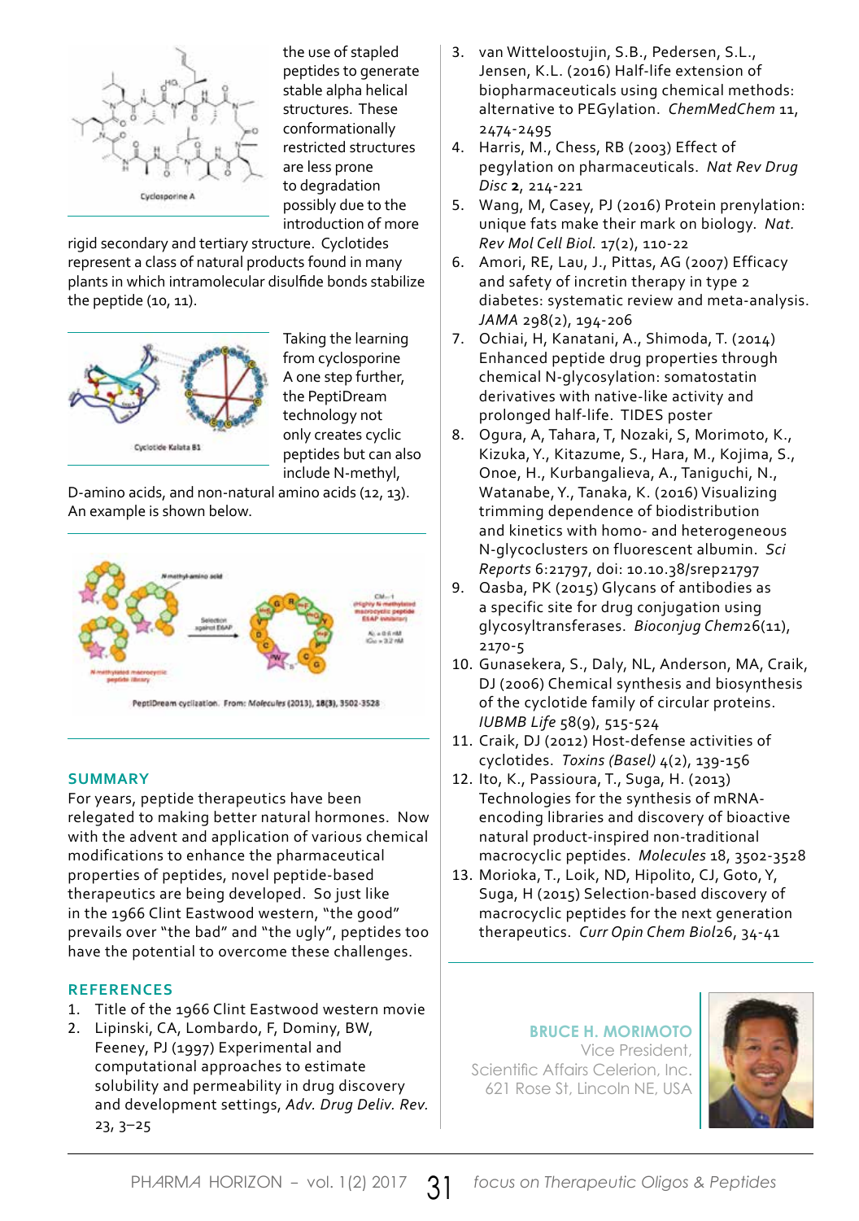the use of stapled peptides to generate stable alpha helical structures. These conformationally restricted structures are less prone to degradation possibly due to the introduction of more rigid secondary and tertiary structure. Cyclotides represent a class of natural products found in many plants in which intramolecular disulfide bonds stabilize the peptide (10, 11).

Cyclosporine A

Taking the learning from cyclosporine A one step further, the PeptiDream technology not only creates cyclic peptides but can also include N-methyl, D-amino acids, and non-natural amino acids (12, 13). An example is shown below.

Cyclotide Kalata B1

PeptiDream cyclization. From: Molecules (2013), 18(3), 3502-3528

## SUMMARY

For years, peptide therapeutics have been relegated to making better natural hormones. Now with the advent and application of various chemical modifications to enhance the pharmaceutical properties of peptides, novel peptide-based therapeutics are being developed. So just like in the 1966 Clint Eastwood western, "the good" prevails over "the bad" and "the ugly", peptides too have the potential to overcome these challenges.

## REFERENCES

1. Title of the 1966 Clint Eastwood western movie
2. Lipinski, CA, Lombardo, F, Dominy, BW, Feeney, PJ (1997) Experimental and computational approaches to estimate solubility and permeability in drug discovery and development settings, *Adv. Drug Deliv. Rev.* 23, 3–25
3. van Witteloostujin, S.B., Pedersen, S.L., Jensen, K.L. (2016) Half-life extension of biopharmaceuticals using chemical methods: alternative to PEGylation. *ChemMedChem* 11, 2474-2495
4. Harris, M., Chess, RB (2003) Effect of pegylation on pharmaceuticals. *Nat Rev Drug Disc* **2**, 214-221
5. Wang, M, Casey, PJ (2016) Protein prenylation: unique fats make their mark on biology. *Nat. Rev Mol Cell Biol.* 17(2), 110-22
6. Amori, RE, Lau, J., Pittas, AG (2007) Efficacy and safety of incretin therapy in type 2 diabetes: systematic review and meta-analysis. *JAMA* 298(2), 194-206
7. Ochiai, H, Kanatani, A., Shimoda, T. (2014) Enhanced peptide drug properties through chemical N-glycosylation: somatostatin derivatives with native-like activity and prolonged half-life. TIDES poster
8. Ogura, A, Tahara, T, Nozaki, S, Morimoto, K., Kizuka, Y., Kitazume, S., Hara, M., Kojima, S., Onoe, H., Kurbangalieva, A., Taniguchi, N., Watanabe, Y., Tanaka, K. (2016) Visualizing trimming dependence of biodistribution and kinetics with homo- and heterogeneous N-glycoclusters on fluorescent albumin. *Sci Reports* 6:21797, doi: 10.10.38/srep21797
9. Qasba, PK (2015) Glycans of antibodies as a specific site for drug conjugation using glycosyltransferases. *Bioconjug Chem*26(11), 2170-5
10. Gunasekera, S., Daly, NL, Anderson, MA, Craik, DJ (2006) Chemical synthesis and biosynthesis of the cyclotide family of circular proteins. *IUBMB Life* 58(9), 515-524
11. Craik, DJ (2012) Host-defense activities of cyclotides. *Toxins (Basel)* 4(2), 139-156
12. Ito, K., Passioura, T., Suga, H. (2013) Technologies for the synthesis of mRNA-encoding libraries and discovery of bioactive natural product-inspired non-traditional macrocyclic peptides. *Molecules* 18, 3502-3528
13. Morioka, T., Loik, ND, Hipolito, CJ, Goto, Y, Suga, H (2015) Selection-based discovery of macrocyclic peptides for the next generation therapeutics. *Curr Opin Chem Biol*26, 34-41

**BRUCE H. MORIMOTO**
Vice President,
Scientific Affairs Celerion, Inc.
621 Rose St, Lincoln NE, USA